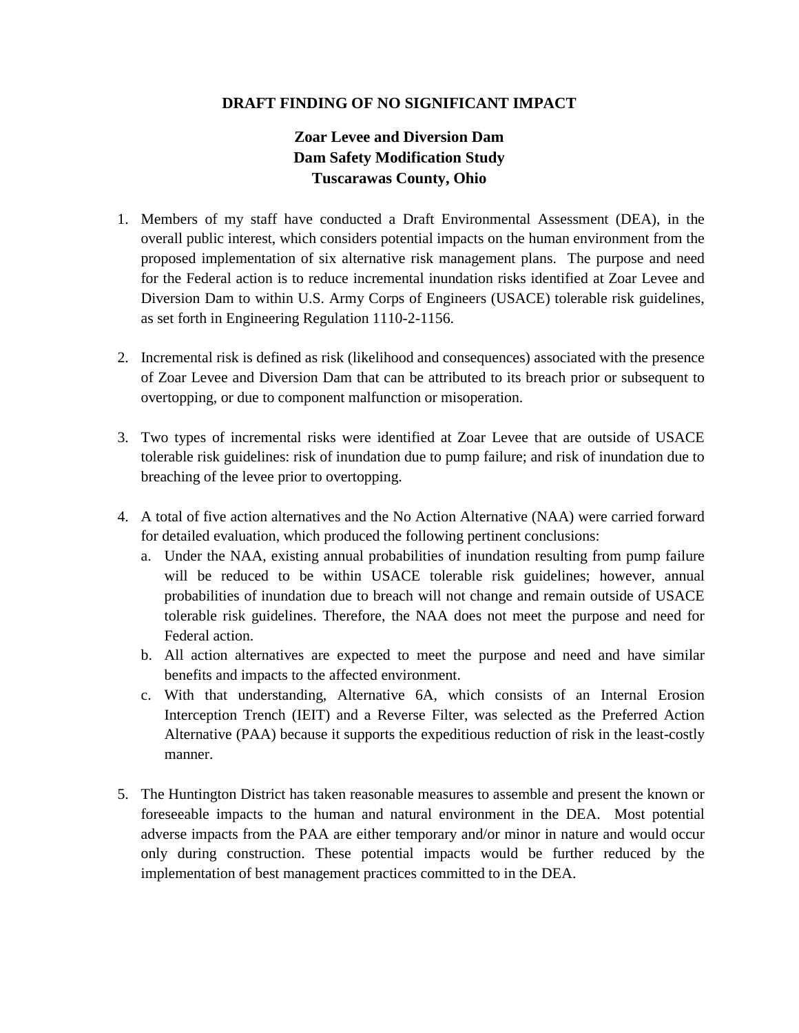# DRAFT FINDING OF NO SIGNIFICANT IMPACT

## Zoar Levee and Diversion Dam
## Dam Safety Modification Study
## Tuscarawas County, Ohio

1. Members of my staff have conducted a Draft Environmental Assessment (DEA), in the overall public interest, which considers potential impacts on the human environment from the proposed implementation of six alternative risk management plans. The purpose and need for the Federal action is to reduce incremental inundation risks identified at Zoar Levee and Diversion Dam to within U.S. Army Corps of Engineers (USACE) tolerable risk guidelines, as set forth in Engineering Regulation 1110-2-1156.

2. Incremental risk is defined as risk (likelihood and consequences) associated with the presence of Zoar Levee and Diversion Dam that can be attributed to its breach prior or subsequent to overtopping, or due to component malfunction or misoperation.

3. Two types of incremental risks were identified at Zoar Levee that are outside of USACE tolerable risk guidelines: risk of inundation due to pump failure; and risk of inundation due to breaching of the levee prior to overtopping.

4. A total of five action alternatives and the No Action Alternative (NAA) were carried forward for detailed evaluation, which produced the following pertinent conclusions:
   a. Under the NAA, existing annual probabilities of inundation resulting from pump failure will be reduced to be within USACE tolerable risk guidelines; however, annual probabilities of inundation due to breach will not change and remain outside of USACE tolerable risk guidelines. Therefore, the NAA does not meet the purpose and need for Federal action.
   b. All action alternatives are expected to meet the purpose and need and have similar benefits and impacts to the affected environment.
   c. With that understanding, Alternative 6A, which consists of an Internal Erosion Interception Trench (IEIT) and a Reverse Filter, was selected as the Preferred Action Alternative (PAA) because it supports the expeditious reduction of risk in the least-costly manner.

5. The Huntington District has taken reasonable measures to assemble and present the known or foreseeable impacts to the human and natural environment in the DEA. Most potential adverse impacts from the PAA are either temporary and/or minor in nature and would occur only during construction. These potential impacts would be further reduced by the implementation of best management practices committed to in the DEA.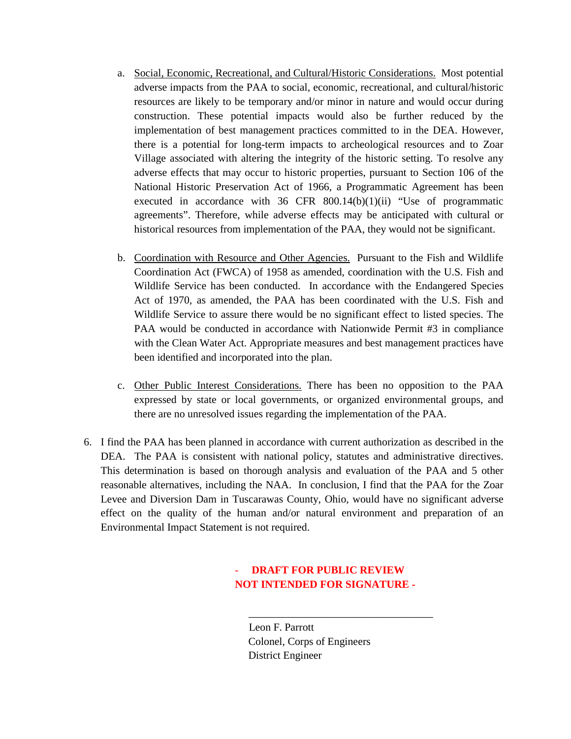a. Social, Economic, Recreational, and Cultural/Historic Considerations. Most potential adverse impacts from the PAA to social, economic, recreational, and cultural/historic resources are likely to be temporary and/or minor in nature and would occur during construction. These potential impacts would also be further reduced by the implementation of best management practices committed to in the DEA. However, there is a potential for long-term impacts to archeological resources and to Zoar Village associated with altering the integrity of the historic setting. To resolve any adverse effects that may occur to historic properties, pursuant to Section 106 of the National Historic Preservation Act of 1966, a Programmatic Agreement has been executed in accordance with 36 CFR 800.14(b)(1)(ii) "Use of programmatic agreements". Therefore, while adverse effects may be anticipated with cultural or historical resources from implementation of the PAA, they would not be significant.

b. Coordination with Resource and Other Agencies. Pursuant to the Fish and Wildlife Coordination Act (FWCA) of 1958 as amended, coordination with the U.S. Fish and Wildlife Service has been conducted. In accordance with the Endangered Species Act of 1970, as amended, the PAA has been coordinated with the U.S. Fish and Wildlife Service to assure there would be no significant effect to listed species. The PAA would be conducted in accordance with Nationwide Permit #3 in compliance with the Clean Water Act. Appropriate measures and best management practices have been identified and incorporated into the plan.

c. Other Public Interest Considerations. There has been no opposition to the PAA expressed by state or local governments, or organized environmental groups, and there are no unresolved issues regarding the implementation of the PAA.

6. I find the PAA has been planned in accordance with current authorization as described in the DEA. The PAA is consistent with national policy, statutes and administrative directives. This determination is based on thorough analysis and evaluation of the PAA and 5 other reasonable alternatives, including the NAA. In conclusion, I find that the PAA for the Zoar Levee and Diversion Dam in Tuscarawas County, Ohio, would have no significant adverse effect on the quality of the human and/or natural environment and preparation of an Environmental Impact Statement is not required.

**- DRAFT FOR PUBLIC REVIEW**
**NOT INTENDED FOR SIGNATURE -**

\_\_\_\_\_\_\_\_\_\_\_\_\_\_\_\_\_\_\_\_\_\_\_\_\_\_\_\_\_\_\_\_\_\_\_

Leon F. Parrott
Colonel, Corps of Engineers
District Engineer